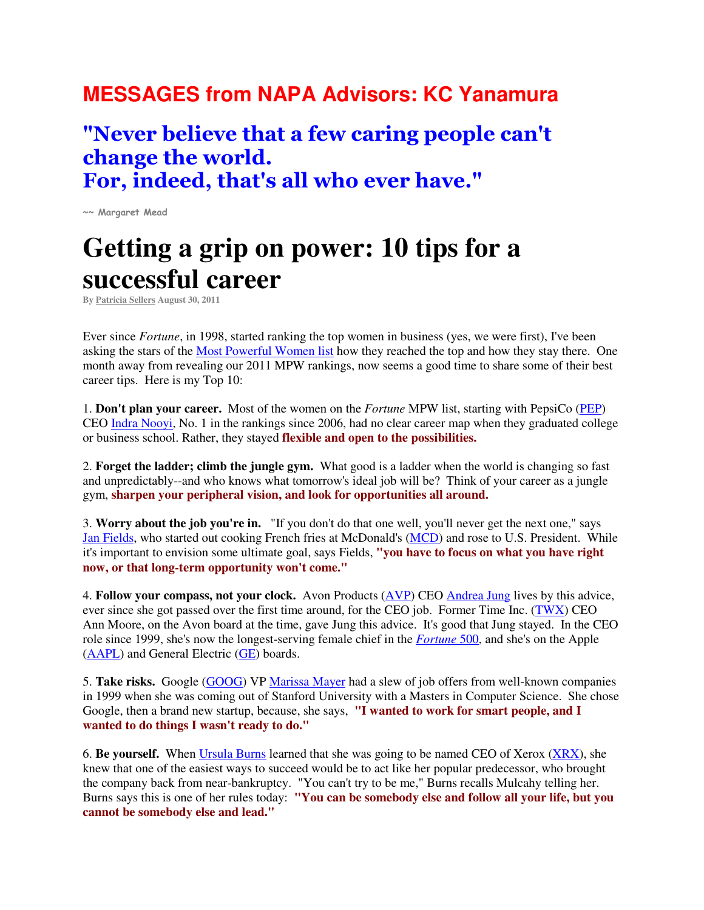## MESSAGES from NAPA Advisors: KC Yanamura

### "Never believe that a few caring people can't change the world. For, indeed, that's all who ever have."

~~ Margaret Mead

# Getting a grip on power: 10 tips for a successful career

By Patricia Sellers August 30, 2011

Ever since *Fortune*, in 1998, started ranking the top women in business (yes, we were first), I've been asking the stars of the Most Powerful Women list how they reached the top and how they stay there. One month away from revealing our 2011 MPW rankings, now seems a good time to share some of their best career tips. Here is my Top 10:

1. **Don't plan your career.** Most of the women on the *Fortune* MPW list, starting with PepsiCo (PEP) CEO Indra Nooyi, No. 1 in the rankings since 2006, had no clear career map when they graduated college or business school. Rather, they stayed **flexible and open to the possibilities.**

2. **Forget the ladder; climb the jungle gym.** What good is a ladder when the world is changing so fast and unpredictably--and who knows what tomorrow's ideal job will be? Think of your career as a jungle gym, **sharpen your peripheral vision, and look for opportunities all around.**

3. **Worry about the job you're in.** "If you don't do that one well, you'll never get the next one," says Jan Fields, who started out cooking French fries at McDonald's (MCD) and rose to U.S. President. While it's important to envision some ultimate goal, says Fields, **"you have to focus on what you have right now, or that long-term opportunity won't come."**

4. **Follow your compass, not your clock.** Avon Products (AVP) CEO Andrea Jung lives by this advice, ever since she got passed over the first time around, for the CEO job. Former Time Inc. (TWX) CEO Ann Moore, on the Avon board at the time, gave Jung this advice. It's good that Jung stayed. In the CEO role since 1999, she's now the longest-serving female chief in the *Fortune* 500, and she's on the Apple (AAPL) and General Electric (GE) boards.

5. **Take risks.** Google (GOOG) VP Marissa Mayer had a slew of job offers from well-known companies in 1999 when she was coming out of Stanford University with a Masters in Computer Science. She chose Google, then a brand new startup, because, she says, **"I wanted to work for smart people, and I wanted to do things I wasn't ready to do."**

6. **Be yourself.** When Ursula Burns learned that she was going to be named CEO of Xerox (XRX), she knew that one of the easiest ways to succeed would be to act like her popular predecessor, who brought the company back from near-bankruptcy. "You can't try to be me," Burns recalls Mulcahy telling her. Burns says this is one of her rules today: **"You can be somebody else and follow all your life, but you cannot be somebody else and lead."**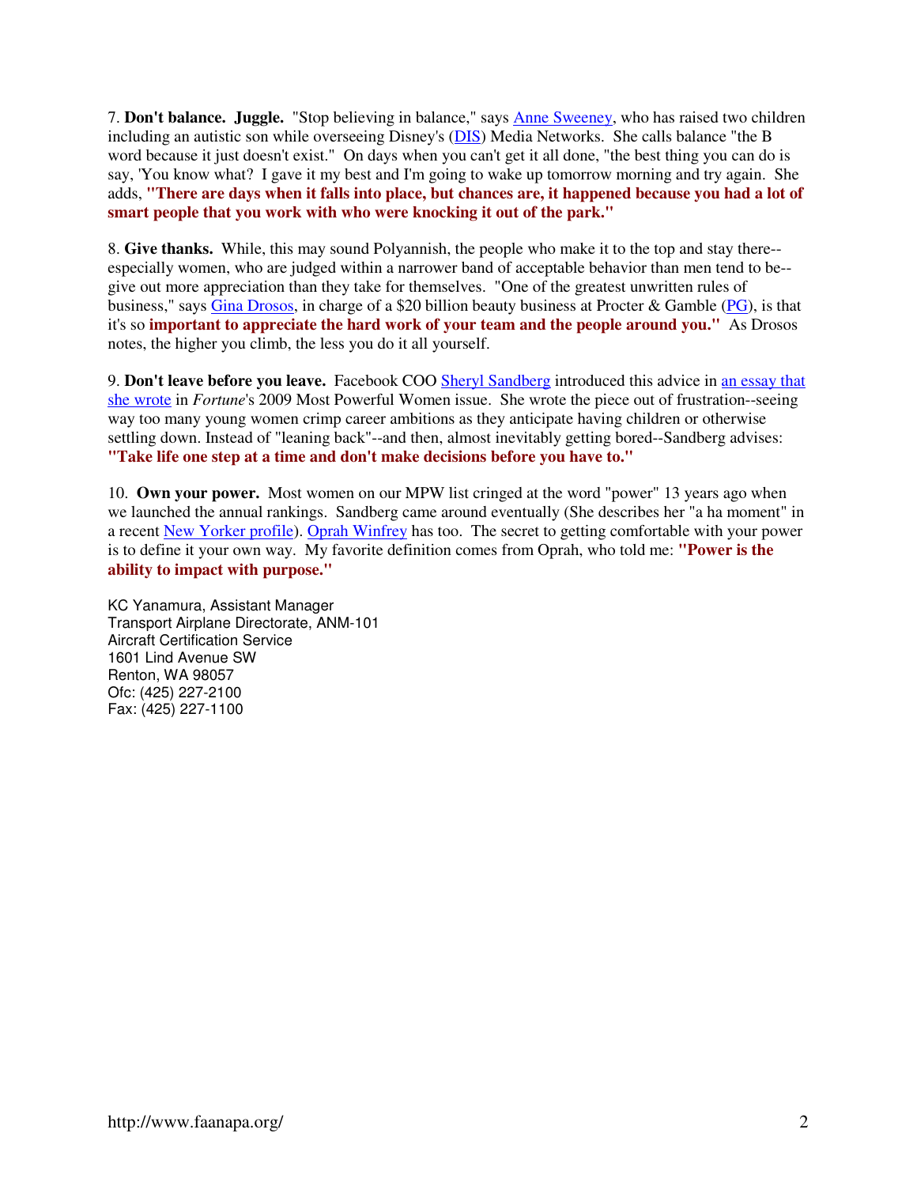7. **Don't balance. Juggle.** "Stop believing in balance," says Anne Sweeney, who has raised two children including an autistic son while overseeing Disney's (DIS) Media Networks. She calls balance "the B word because it just doesn't exist." On days when you can't get it all done, "the best thing you can do is say, 'You know what? I gave it my best and I'm going to wake up tomorrow morning and try again. She adds, **"There are days when it falls into place, but chances are, it happened because you had a lot of smart people that you work with who were knocking it out of the park."**

8. **Give thanks.** While, this may sound Polyannish, the people who make it to the top and stay there--especially women, who are judged within a narrower band of acceptable behavior than men tend to be--give out more appreciation than they take for themselves. "One of the greatest unwritten rules of business," says Gina Drosos, in charge of a $20 billion beauty business at Procter & Gamble (PG), is that it's so **important to appreciate the hard work of your team and the people around you."** As Drosos notes, the higher you climb, the less you do it all yourself.

9. **Don't leave before you leave.** Facebook COO Sheryl Sandberg introduced this advice in an essay that she wrote in *Fortune*'s 2009 Most Powerful Women issue. She wrote the piece out of frustration--seeing way too many young women crimp career ambitions as they anticipate having children or otherwise settling down. Instead of "leaning back"--and then, almost inevitably getting bored--Sandberg advises: **"Take life one step at a time and don't make decisions before you have to."**

10. **Own your power.** Most women on our MPW list cringed at the word "power" 13 years ago when we launched the annual rankings. Sandberg came around eventually (She describes her "a ha moment" in a recent New Yorker profile). Oprah Winfrey has too. The secret to getting comfortable with your power is to define it your own way. My favorite definition comes from Oprah, who told me: **"Power is the ability to impact with purpose."**

KC Yanamura, Assistant Manager
Transport Airplane Directorate, ANM-101
Aircraft Certification Service
1601 Lind Avenue SW
Renton, WA 98057
Ofc: (425) 227-2100
Fax: (425) 227-1100